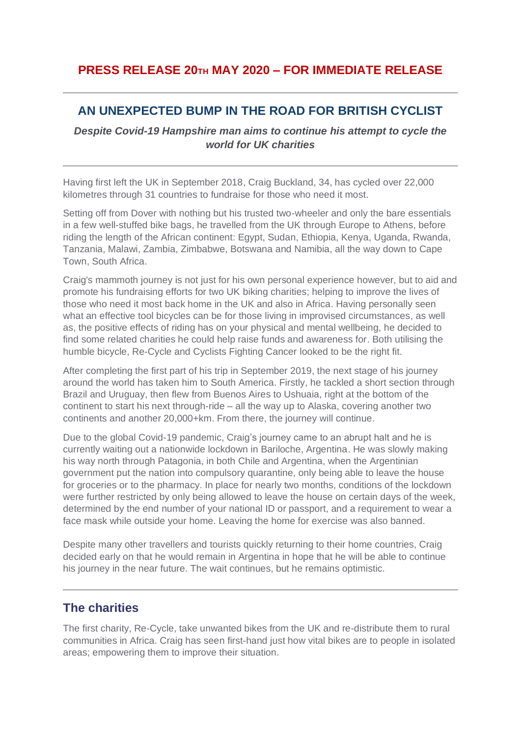**PRESS RELEASE 20TH MAY 2020 – FOR IMMEDIATE RELEASE**

---

## AN UNEXPECTED BUMP IN THE ROAD FOR BRITISH CYCLIST

***Despite Covid-19 Hampshire man aims to continue his attempt to cycle the world for UK charities***

---

Having first left the UK in September 2018, Craig Buckland, 34, has cycled over 22,000 kilometres through 31 countries to fundraise for those who need it most.

Setting off from Dover with nothing but his trusted two-wheeler and only the bare essentials in a few well-stuffed bike bags, he travelled from the UK through Europe to Athens, before riding the length of the African continent: Egypt, Sudan, Ethiopia, Kenya, Uganda, Rwanda, Tanzania, Malawi, Zambia, Zimbabwe, Botswana and Namibia, all the way down to Cape Town, South Africa.

Craig's mammoth journey is not just for his own personal experience however, but to aid and promote his fundraising efforts for two UK biking charities; helping to improve the lives of those who need it most back home in the UK and also in Africa. Having personally seen what an effective tool bicycles can be for those living in improvised circumstances, as well as, the positive effects of riding has on your physical and mental wellbeing, he decided to find some related charities he could help raise funds and awareness for. Both utilising the humble bicycle, Re-Cycle and Cyclists Fighting Cancer looked to be the right fit.

After completing the first part of his trip in September 2019, the next stage of his journey around the world has taken him to South America. Firstly, he tackled a short section through Brazil and Uruguay, then flew from Buenos Aires to Ushuaia, right at the bottom of the continent to start his next through-ride – all the way up to Alaska, covering another two continents and another 20,000+km. From there, the journey will continue.

Due to the global Covid-19 pandemic, Craig's journey came to an abrupt halt and he is currently waiting out a nationwide lockdown in Bariloche, Argentina. He was slowly making his way north through Patagonia, in both Chile and Argentina, when the Argentinian government put the nation into compulsory quarantine, only being able to leave the house for groceries or to the pharmacy. In place for nearly two months, conditions of the lockdown were further restricted by only being allowed to leave the house on certain days of the week, determined by the end number of your national ID or passport, and a requirement to wear a face mask while outside your home. Leaving the home for exercise was also banned.

Despite many other travellers and tourists quickly returning to their home countries, Craig decided early on that he would remain in Argentina in hope that he will be able to continue his journey in the near future. The wait continues, but he remains optimistic.

---

## The charities

The first charity, Re-Cycle, take unwanted bikes from the UK and re-distribute them to rural communities in Africa. Craig has seen first-hand just how vital bikes are to people in isolated areas; empowering them to improve their situation.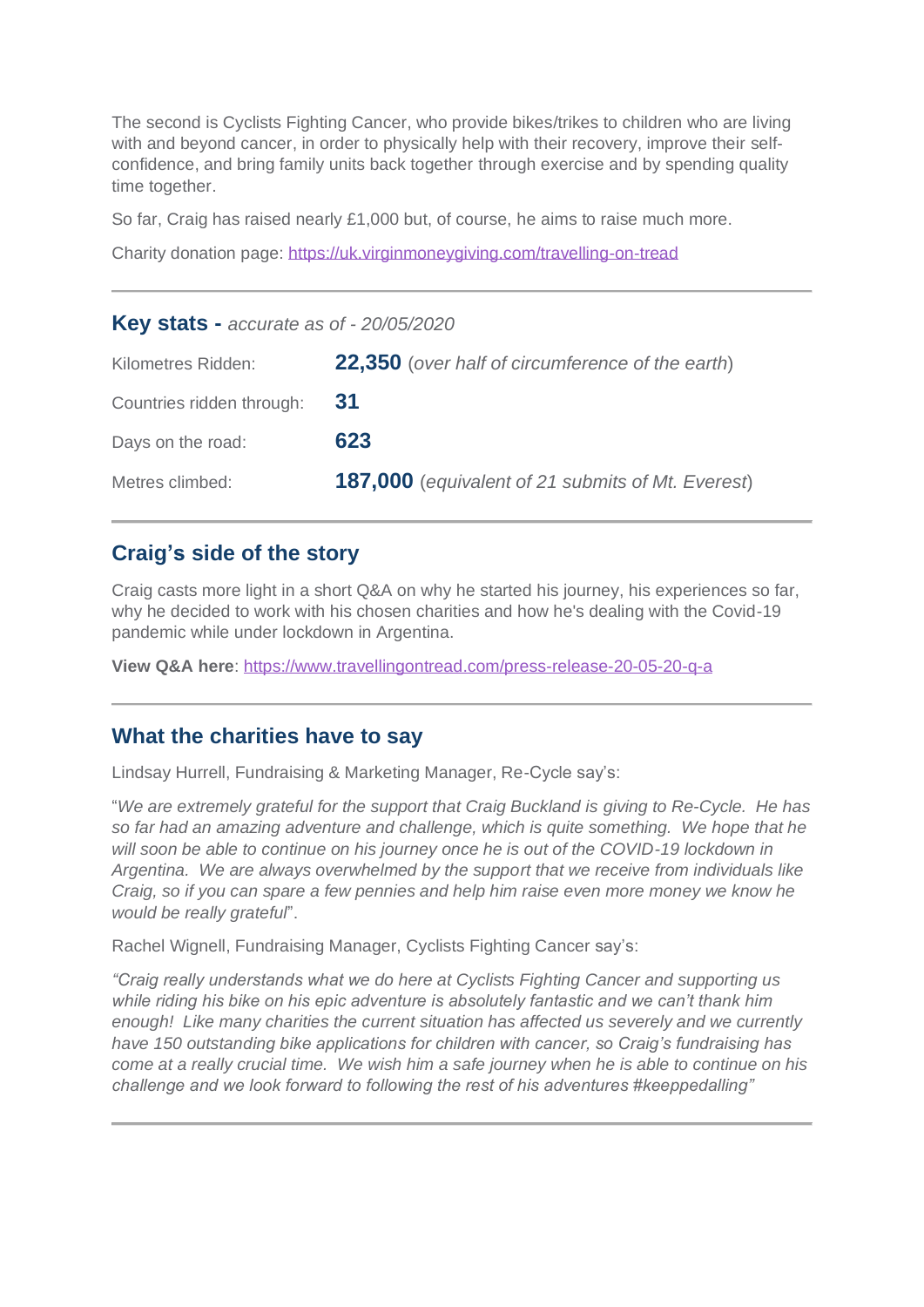The second is Cyclists Fighting Cancer, who provide bikes/trikes to children who are living with and beyond cancer, in order to physically help with their recovery, improve their self-confidence, and bring family units back together through exercise and by spending quality time together.

So far, Craig has raised nearly £1,000 but, of course, he aims to raise much more.

Charity donation page: [https://uk.virginmoneygiving.com/travelling-on-tread](https://uk.virginmoneygiving.com/travelling-on-tread)

---

## Key stats - *accurate as of - 20/05/2020*

| | |
|---|---|
| Kilometres Ridden: | **22,350** (*over half of circumference of the earth*) |
| Countries ridden through: | **31** |
| Days on the road: | **623** |
| Metres climbed: | **187,000** (*equivalent of 21 submits of Mt. Everest*) |

---

## Craig's side of the story

Craig casts more light in a short Q&A on why he started his journey, his experiences so far, why he decided to work with his chosen charities and how he's dealing with the Covid-19 pandemic while under lockdown in Argentina.

**View Q&A here**: [https://www.travellingontread.com/press-release-20-05-20-q-a](https://www.travellingontread.com/press-release-20-05-20-q-a)

---

## What the charities have to say

Lindsay Hurrell, Fundraising & Marketing Manager, Re-Cycle say's:

"*We are extremely grateful for the support that Craig Buckland is giving to Re-Cycle. He has so far had an amazing adventure and challenge, which is quite something. We hope that he will soon be able to continue on his journey once he is out of the COVID-19 lockdown in Argentina. We are always overwhelmed by the support that we receive from individuals like Craig, so if you can spare a few pennies and help him raise even more money we know he would be really grateful*".

Rachel Wignell, Fundraising Manager, Cyclists Fighting Cancer say's:

*"Craig really understands what we do here at Cyclists Fighting Cancer and supporting us while riding his bike on his epic adventure is absolutely fantastic and we can't thank him enough! Like many charities the current situation has affected us severely and we currently have 150 outstanding bike applications for children with cancer, so Craig's fundraising has come at a really crucial time. We wish him a safe journey when he is able to continue on his challenge and we look forward to following the rest of his adventures #keeppedalling"*

---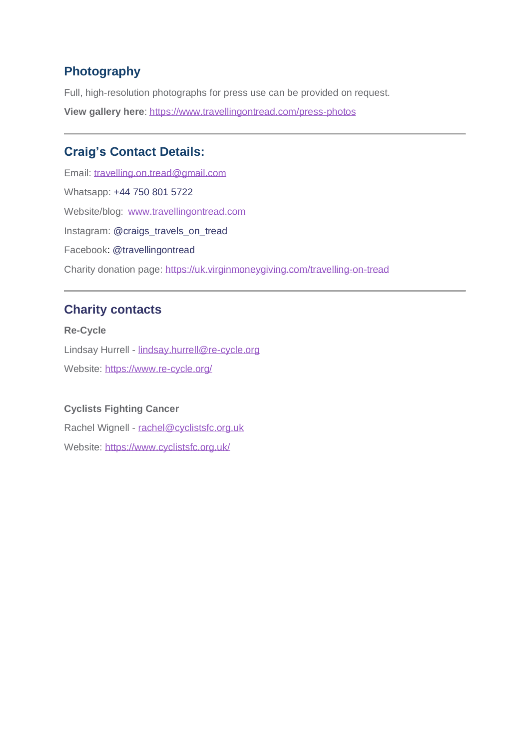## Photography

Full, high-resolution photographs for press use can be provided on request.

**View gallery here**: https://www.travellingontread.com/press-photos

---

## Craig's Contact Details:

Email: travelling.on.tread@gmail.com

Whatsapp: +44 750 801 5722

Website/blog: www.travellingontread.com

Instagram: @craigs_travels_on_tread

Facebook: @travellingontread

Charity donation page: https://uk.virginmoneygiving.com/travelling-on-tread

---

## Charity contacts

**Re-Cycle**

Lindsay Hurrell - lindsay.hurrell@re-cycle.org

Website: https://www.re-cycle.org/

**Cyclists Fighting Cancer**

Rachel Wignell - rachel@cyclistsfc.org.uk

Website: https://www.cyclistsfc.org.uk/